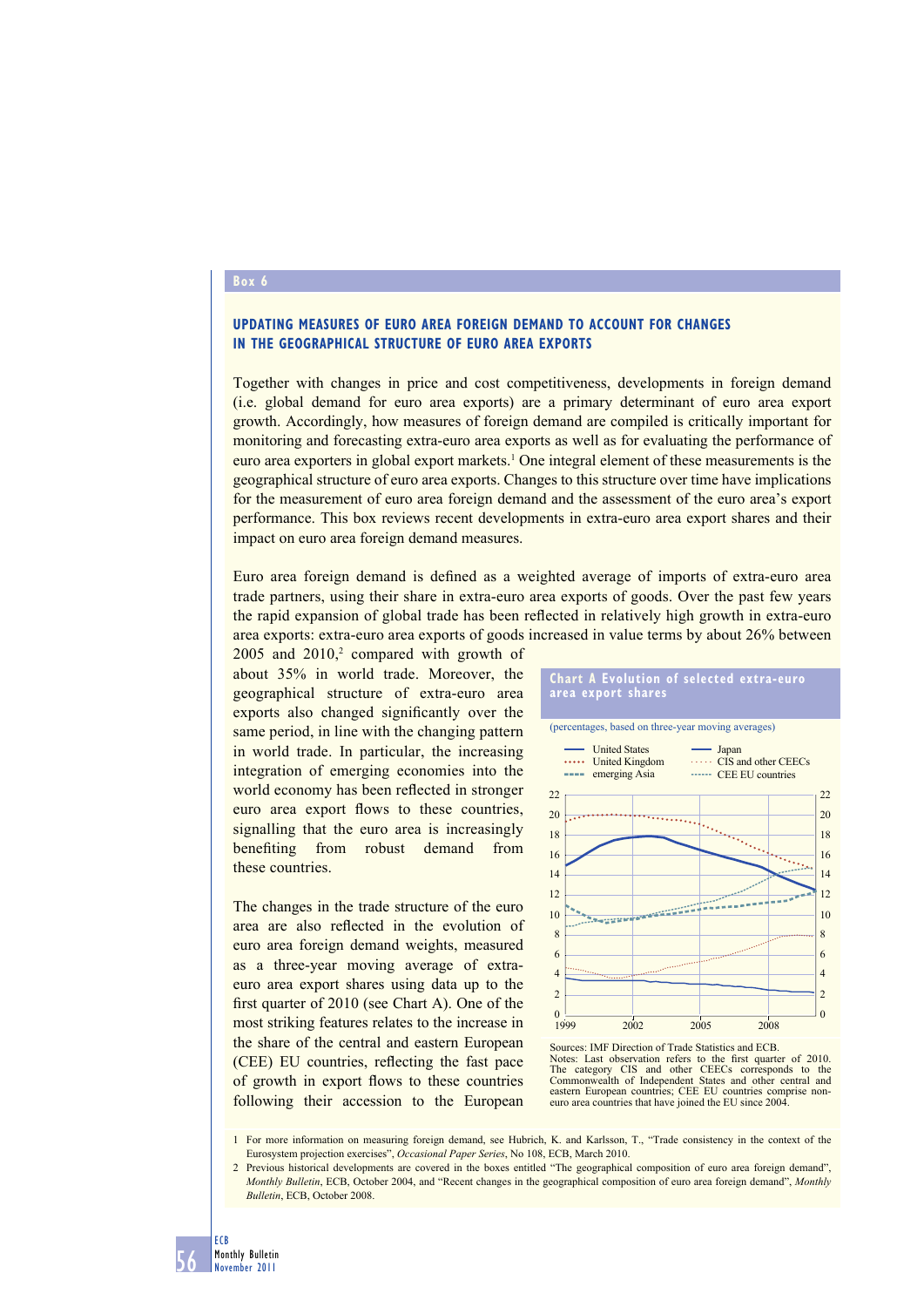Box 6

## UPDATING MEASURES OF EURO AREA FOREIGN DEMAND TO ACCOUNT FOR CHANGES IN THE GEOGRAPHICAL STRUCTURE OF EURO AREA EXPORTS

Together with changes in price and cost competitiveness, developments in foreign demand (i.e. global demand for euro area exports) are a primary determinant of euro area export growth. Accordingly, how measures of foreign demand are compiled is critically important for monitoring and forecasting extra-euro area exports as well as for evaluating the performance of euro area exporters in global export markets.[1] One integral element of these measurements is the geographical structure of euro area exports. Changes to this structure over time have implications for the measurement of euro area foreign demand and the assessment of the euro area's export performance. This box reviews recent developments in extra-euro area export shares and their impact on euro area foreign demand measures.

Euro area foreign demand is defined as a weighted average of imports of extra-euro area trade partners, using their share in extra-euro area exports of goods. Over the past few years the rapid expansion of global trade has been reflected in relatively high growth in extra-euro area exports: extra-euro area exports of goods increased in value terms by about 26% between 2005 and 2010,[2] compared with growth of about 35% in world trade. Moreover, the geographical structure of extra-euro area exports also changed significantly over the same period, in line with the changing pattern in world trade. In particular, the increasing integration of emerging economies into the world economy has been reflected in stronger euro area export flows to these countries, signalling that the euro area is increasingly benefiting from robust demand from these countries.

The changes in the trade structure of the euro area are also reflected in the evolution of euro area foreign demand weights, measured as a three-year moving average of extra-euro area export shares using data up to the first quarter of 2010 (see Chart A). One of the most striking features relates to the increase in the share of the central and eastern European (CEE) EU countries, reflecting the fast pace of growth in export flows to these countries following their accession to the European

**Chart A Evolution of selected extra-euro area export shares**

(percentages, based on three-year moving averages)

Legend: United States; United Kingdom; emerging Asia; Japan; CIS and other CEECs; CEE EU countries

Sources: IMF Direction of Trade Statistics and ECB.
Notes: Last observation refers to the first quarter of 2010. The category CIS and other CEECs corresponds to the Commonwealth of Independent States and other central and eastern European countries; CEE EU countries comprise non-euro area countries that have joined the EU since 2004.

1 For more information on measuring foreign demand, see Hubrich, K. and Karlsson, T., "Trade consistency in the context of the Eurosystem projection exercises", *Occasional Paper Series*, No 108, ECB, March 2010.

2 Previous historical developments are covered in the boxes entitled "The geographical composition of euro area foreign demand", *Monthly Bulletin*, ECB, October 2004, and "Recent changes in the geographical composition of euro area foreign demand", *Monthly Bulletin*, ECB, October 2008.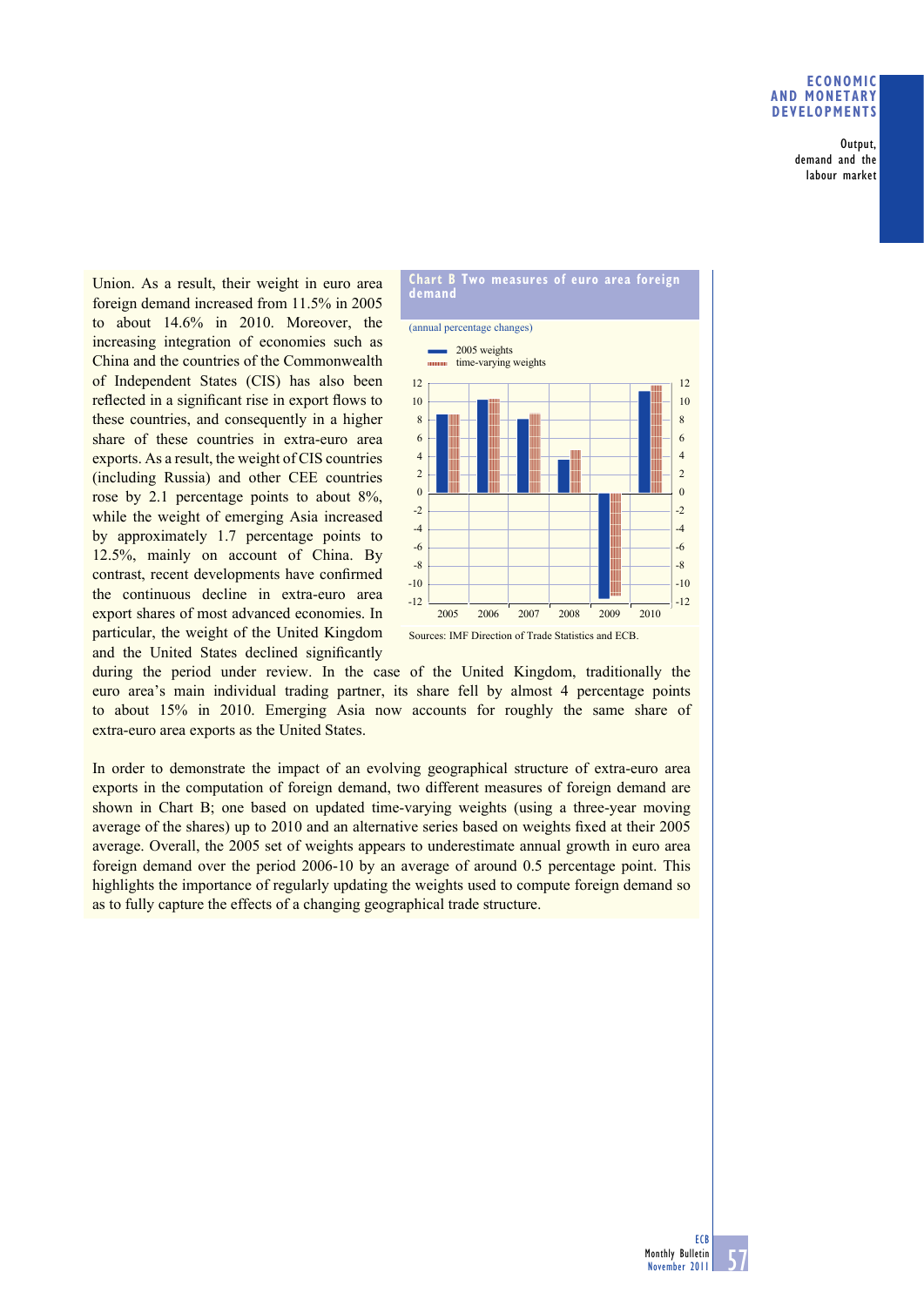Union. As a result, their weight in euro area foreign demand increased from 11.5% in 2005 to about 14.6% in 2010. Moreover, the increasing integration of economies such as China and the countries of the Commonwealth of Independent States (CIS) has also been reflected in a significant rise in export flows to these countries, and consequently in a higher share of these countries in extra-euro area exports. As a result, the weight of CIS countries (including Russia) and other CEE countries rose by 2.1 percentage points to about 8%, while the weight of emerging Asia increased by approximately 1.7 percentage points to 12.5%, mainly on account of China. By contrast, recent developments have confirmed the continuous decline in extra-euro area export shares of most advanced economies. In particular, the weight of the United Kingdom and the United States declined significantly during the period under review. In the case of the United Kingdom, traditionally the euro area's main individual trading partner, its share fell by almost 4 percentage points to about 15% in 2010. Emerging Asia now accounts for roughly the same share of extra-euro area exports as the United States.

**Chart B Two measures of euro area foreign demand**

(annual percentage changes)

2005 weights
time-varying weights

12, 10, 8, 6, 4, 2, 0, -2, -4, -6, -8, -10, -12

2005, 2006, 2007, 2008, 2009, 2010

Sources: IMF Direction of Trade Statistics and ECB.

In order to demonstrate the impact of an evolving geographical structure of extra-euro area exports in the computation of foreign demand, two different measures of foreign demand are shown in Chart B; one based on updated time-varying weights (using a three-year moving average of the shares) up to 2010 and an alternative series based on weights fixed at their 2005 average. Overall, the 2005 set of weights appears to underestimate annual growth in euro area foreign demand over the period 2006-10 by an average of around 0.5 percentage point. This highlights the importance of regularly updating the weights used to compute foreign demand so as to fully capture the effects of a changing geographical trade structure.